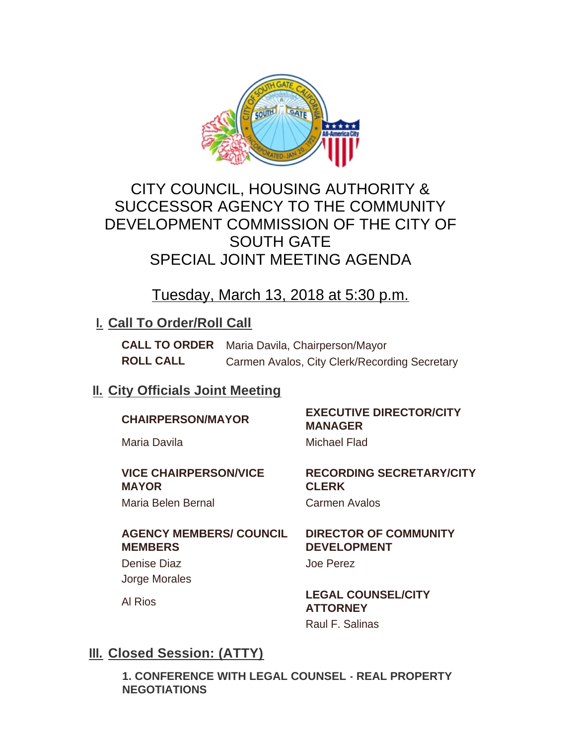# CITY COUNCIL, HOUSING AUTHORITY & SUCCESSOR AGENCY TO THE COMMUNITY DEVELOPMENT COMMISSION OF THE CITY OF SOUTH GATE
# SPECIAL JOINT MEETING AGENDA

## Tuesday, March 13, 2018 at 5:30 p.m.

## I. Call To Order/Roll Call

**CALL TO ORDER** Maria Davila, Chairperson/Mayor

**ROLL CALL** Carmen Avalos, City Clerk/Recording Secretary

## II. City Officials Joint Meeting

**CHAIRPERSON/MAYOR**
Maria Davila

**VICE CHAIRPERSON/VICE MAYOR**
Maria Belen Bernal

**AGENCY MEMBERS/ COUNCIL MEMBERS**
Denise Diaz
Jorge Morales
Al Rios

**EXECUTIVE DIRECTOR/CITY MANAGER**
Michael Flad

**RECORDING SECRETARY/CITY CLERK**
Carmen Avalos

**DIRECTOR OF COMMUNITY DEVELOPMENT**
Joe Perez

**LEGAL COUNSEL/CITY ATTORNEY**
Raul F. Salinas

## III. Closed Session: (ATTY)

**1. CONFERENCE WITH LEGAL COUNSEL - REAL PROPERTY NEGOTIATIONS**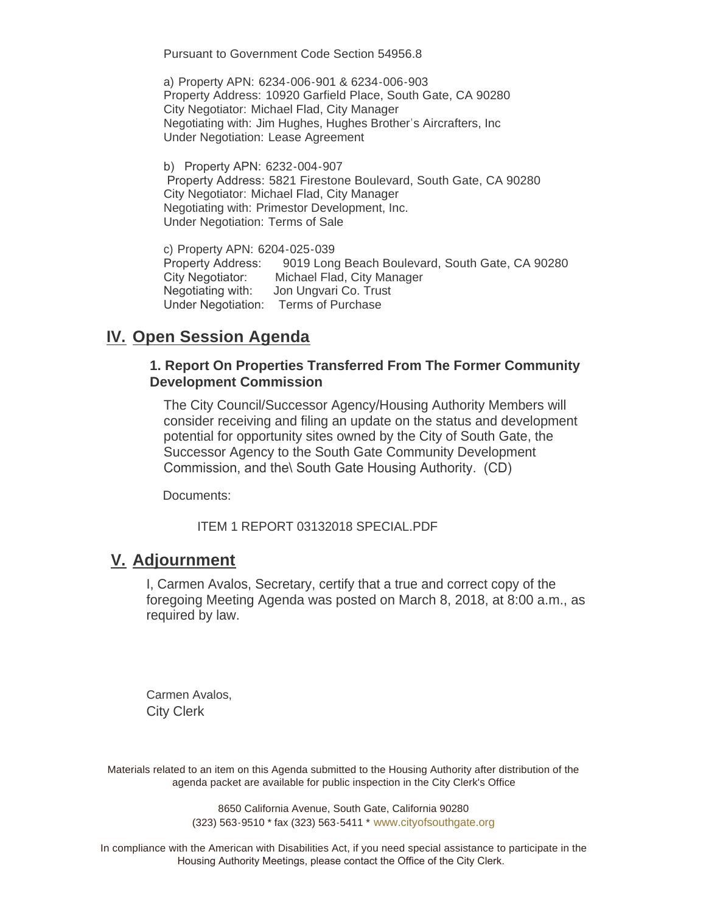Pursuant to Government Code Section 54956.8

a) Property APN: 6234-006-901 & 6234-006-903
Property Address: 10920 Garfield Place, South Gate, CA 90280
City Negotiator: Michael Flad, City Manager
Negotiating with: Jim Hughes, Hughes Brother's Aircrafters, Inc
Under Negotiation: Lease Agreement

b) Property APN: 6232-004-907
Property Address: 5821 Firestone Boulevard, South Gate, CA 90280
City Negotiator: Michael Flad, City Manager
Negotiating with: Primestor Development, Inc.
Under Negotiation: Terms of Sale

c) Property APN: 6204-025-039
Property Address: 9019 Long Beach Boulevard, South Gate, CA 90280
City Negotiator: Michael Flad, City Manager
Negotiating with: Jon Ungvari Co. Trust
Under Negotiation: Terms of Purchase

## IV. Open Session Agenda

### 1. Report On Properties Transferred From The Former Community Development Commission

The City Council/Successor Agency/Housing Authority Members will consider receiving and filing an update on the status and development potential for opportunity sites owned by the City of South Gate, the Successor Agency to the South Gate Community Development Commission, and the\ South Gate Housing Authority. (CD)

Documents:

ITEM 1 REPORT 03132018 SPECIAL.PDF

## V. Adjournment

I, Carmen Avalos, Secretary, certify that a true and correct copy of the foregoing Meeting Agenda was posted on March 8, 2018, at 8:00 a.m., as required by law.

Carmen Avalos,
City Clerk

Materials related to an item on this Agenda submitted to the Housing Authority after distribution of the agenda packet are available for public inspection in the City Clerk's Office

8650 California Avenue, South Gate, California 90280
(323) 563-9510 * fax (323) 563-5411 * www.cityofsouthgate.org

In compliance with the American with Disabilities Act, if you need special assistance to participate in the Housing Authority Meetings, please contact the Office of the City Clerk.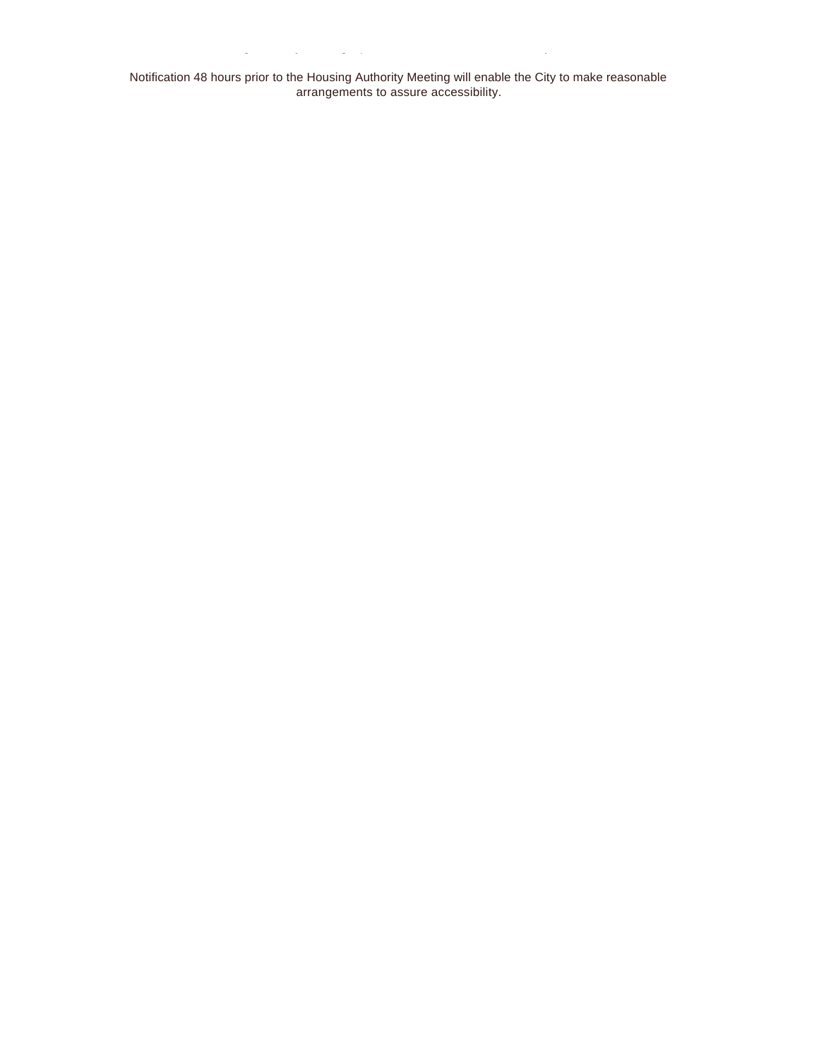Notification 48 hours prior to the Housing Authority Meeting will enable the City to make reasonable arrangements to assure accessibility.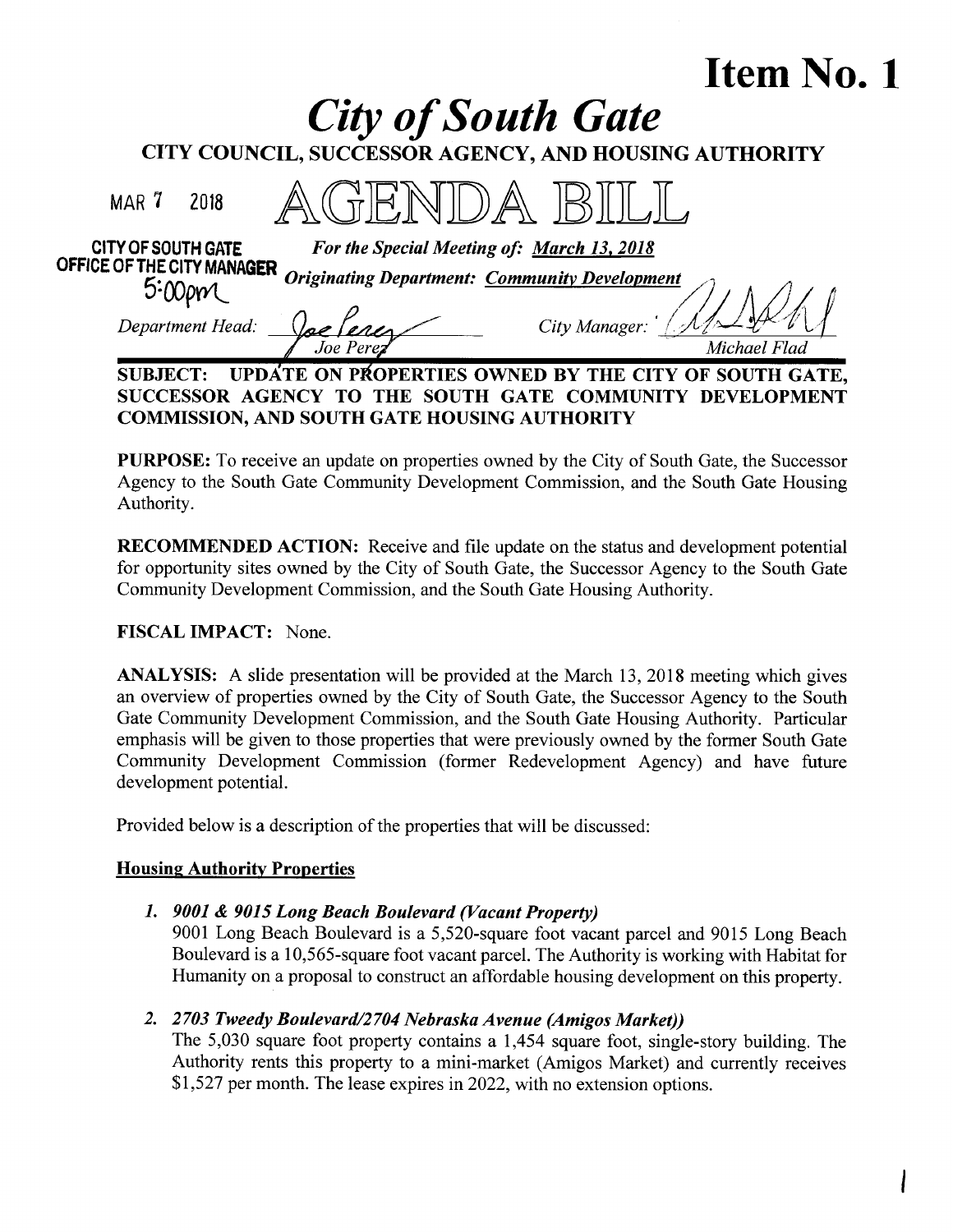# Item No. 1

# *City of South Gate*

**CITY COUNCIL, SUCCESSOR AGENCY, AND HOUSING AUTHORITY**

MAR 7 2018

# AGENDA BILL

CITY OF SOUTH GATE
OFFICE OF THE CITY MANAGER
5:00pm

*For the Special Meeting of: March 13, 2018*

*Originating Department: Community Development*

*Department Head:* Joe Perez

*City Manager:* Michael Flad

**SUBJECT: UPDATE ON PROPERTIES OWNED BY THE CITY OF SOUTH GATE, SUCCESSOR AGENCY TO THE SOUTH GATE COMMUNITY DEVELOPMENT COMMISSION, AND SOUTH GATE HOUSING AUTHORITY**

**PURPOSE:** To receive an update on properties owned by the City of South Gate, the Successor Agency to the South Gate Community Development Commission, and the South Gate Housing Authority.

**RECOMMENDED ACTION:** Receive and file update on the status and development potential for opportunity sites owned by the City of South Gate, the Successor Agency to the South Gate Community Development Commission, and the South Gate Housing Authority.

**FISCAL IMPACT:** None.

**ANALYSIS:** A slide presentation will be provided at the March 13, 2018 meeting which gives an overview of properties owned by the City of South Gate, the Successor Agency to the South Gate Community Development Commission, and the South Gate Housing Authority. Particular emphasis will be given to those properties that were previously owned by the former South Gate Community Development Commission (former Redevelopment Agency) and have future development potential.

Provided below is a description of the properties that will be discussed:

**Housing Authority Properties**

1. ***9001 & 9015 Long Beach Boulevard (Vacant Property)***
   9001 Long Beach Boulevard is a 5,520-square foot vacant parcel and 9015 Long Beach Boulevard is a 10,565-square foot vacant parcel. The Authority is working with Habitat for Humanity on a proposal to construct an affordable housing development on this property.

2. ***2703 Tweedy Boulevard/2704 Nebraska Avenue (Amigos Market))***
   The 5,030 square foot property contains a 1,454 square foot, single-story building. The Authority rents this property to a mini-market (Amigos Market) and currently receives $1,527 per month. The lease expires in 2022, with no extension options.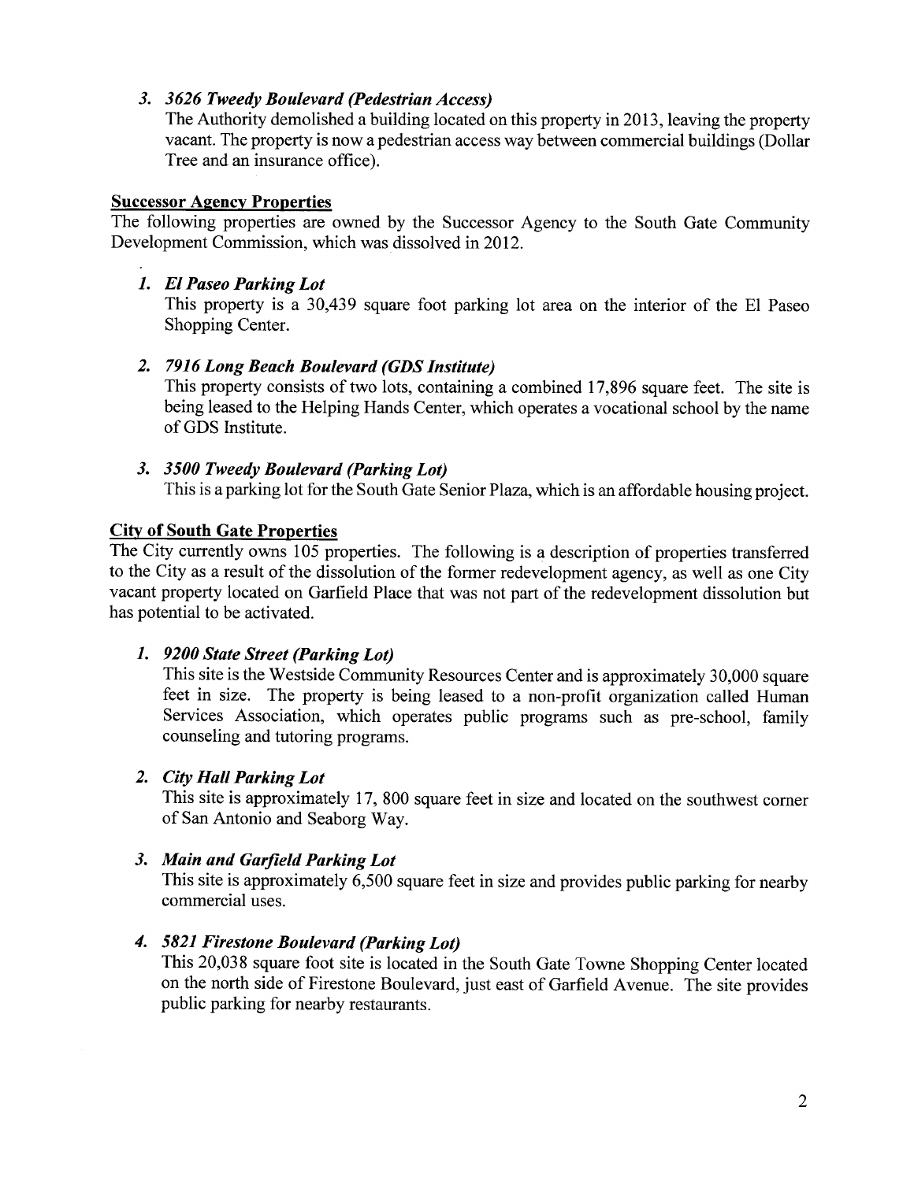### *3. 3626 Tweedy Boulevard (Pedestrian Access)*

The Authority demolished a building located on this property in 2013, leaving the property vacant. The property is now a pedestrian access way between commercial buildings (Dollar Tree and an insurance office).

**Successor Agency Properties**

The following properties are owned by the Successor Agency to the South Gate Community Development Commission, which was dissolved in 2012.

### *1. El Paseo Parking Lot*

This property is a 30,439 square foot parking lot area on the interior of the El Paseo Shopping Center.

### *2. 7916 Long Beach Boulevard (GDS Institute)*

This property consists of two lots, containing a combined 17,896 square feet. The site is being leased to the Helping Hands Center, which operates a vocational school by the name of GDS Institute.

### *3. 3500 Tweedy Boulevard (Parking Lot)*

This is a parking lot for the South Gate Senior Plaza, which is an affordable housing project.

**City of South Gate Properties**

The City currently owns 105 properties. The following is a description of properties transferred to the City as a result of the dissolution of the former redevelopment agency, as well as one City vacant property located on Garfield Place that was not part of the redevelopment dissolution but has potential to be activated.

### *1. 9200 State Street (Parking Lot)*

This site is the Westside Community Resources Center and is approximately 30,000 square feet in size. The property is being leased to a non-profit organization called Human Services Association, which operates public programs such as pre-school, family counseling and tutoring programs.

### *2. City Hall Parking Lot*

This site is approximately 17, 800 square feet in size and located on the southwest corner of San Antonio and Seaborg Way.

### *3. Main and Garfield Parking Lot*

This site is approximately 6,500 square feet in size and provides public parking for nearby commercial uses.

### *4. 5821 Firestone Boulevard (Parking Lot)*

This 20,038 square foot site is located in the South Gate Towne Shopping Center located on the north side of Firestone Boulevard, just east of Garfield Avenue. The site provides public parking for nearby restaurants.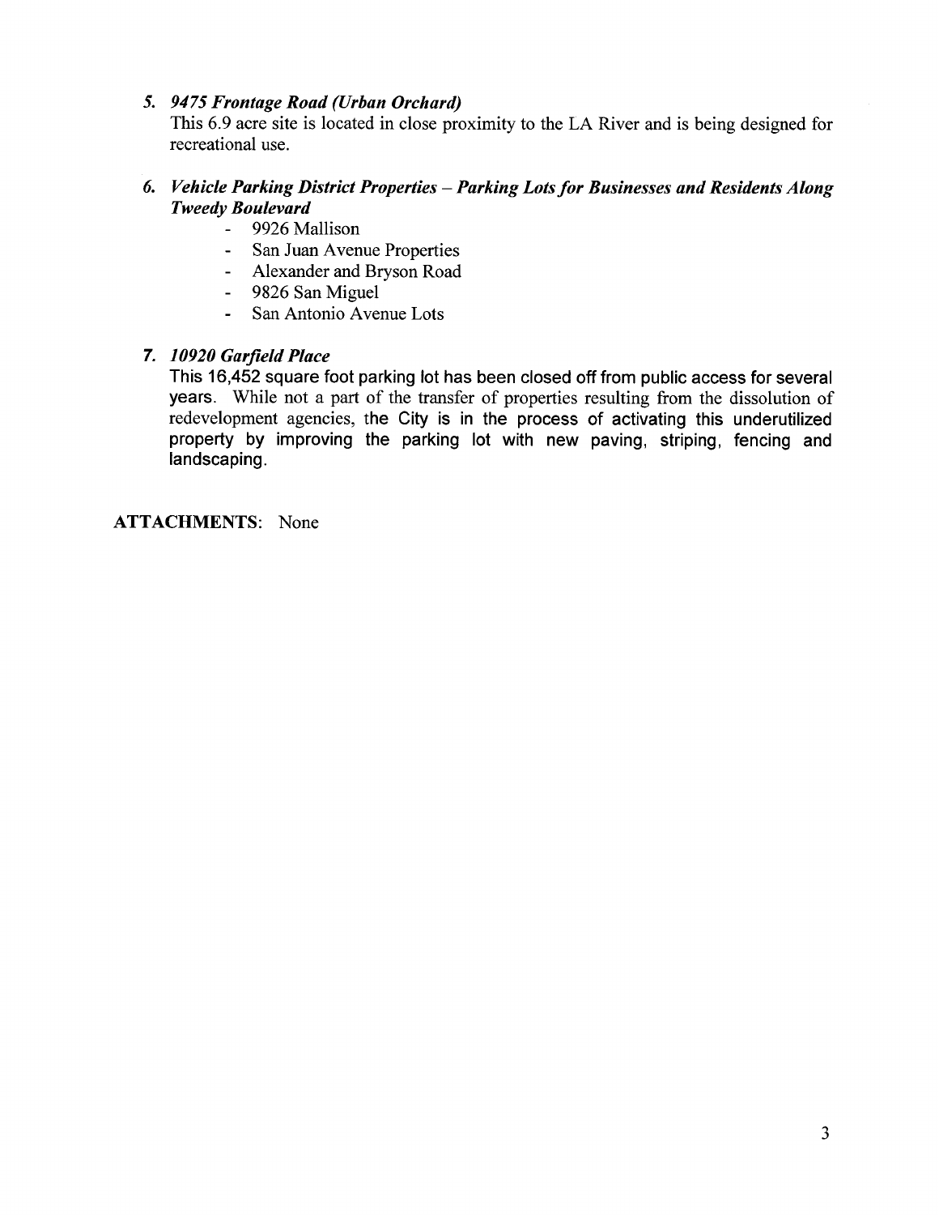5. ***9475 Frontage Road (Urban Orchard)***

   This 6.9 acre site is located in close proximity to the LA River and is being designed for recreational use.

6. ***Vehicle Parking District Properties – Parking Lots for Businesses and Residents Along Tweedy Boulevard***
   - 9926 Mallison
   - San Juan Avenue Properties
   - Alexander and Bryson Road
   - 9826 San Miguel
   - San Antonio Avenue Lots

7. ***10920 Garfield Place***

   This 16,452 square foot parking lot has been closed off from public access for several years. While not a part of the transfer of properties resulting from the dissolution of redevelopment agencies, the City is in the process of activating this underutilized property by improving the parking lot with new paving, striping, fencing and landscaping.

**ATTACHMENTS**: None